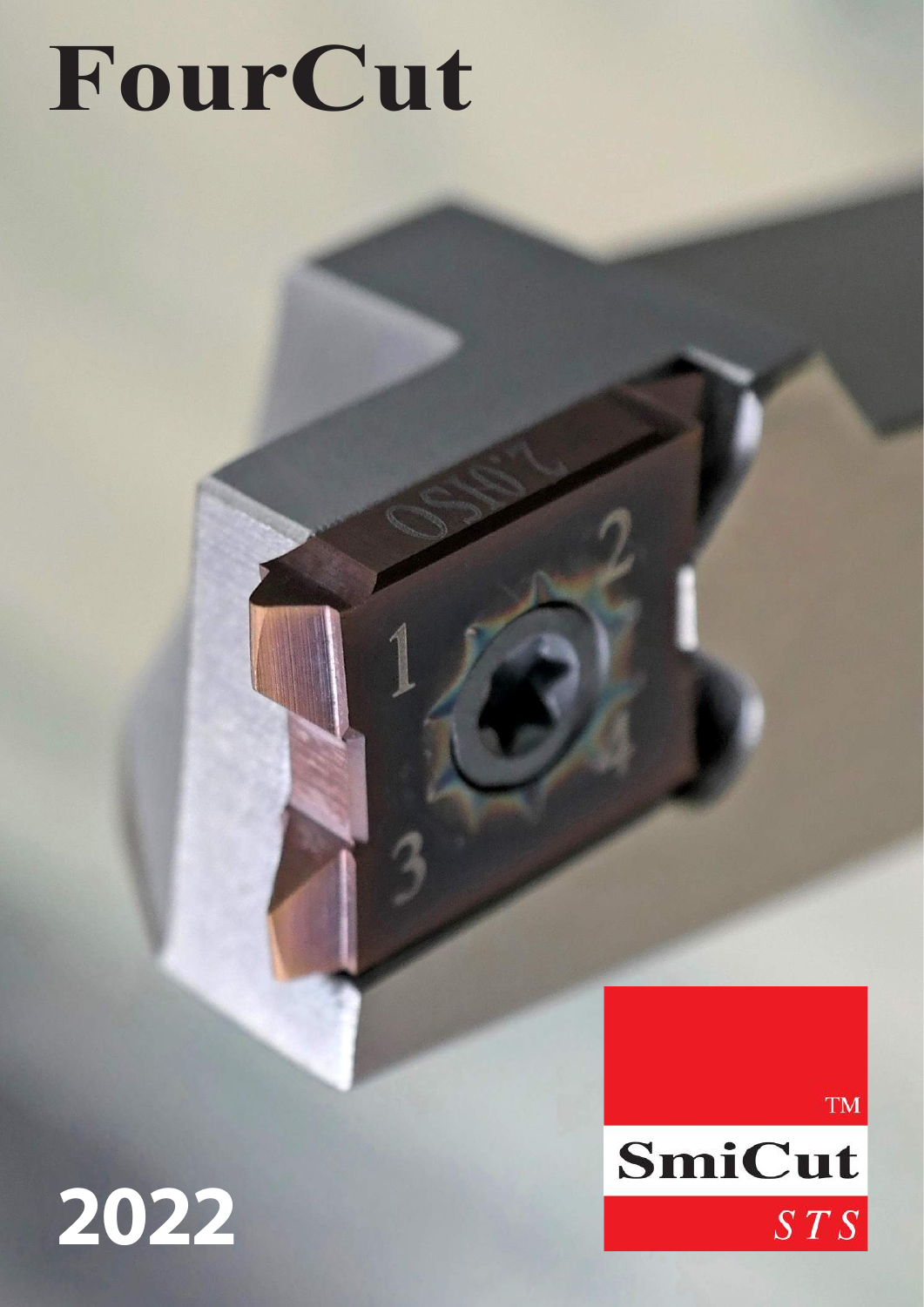# FourCut

**2022**

™
SmiCut
*STS*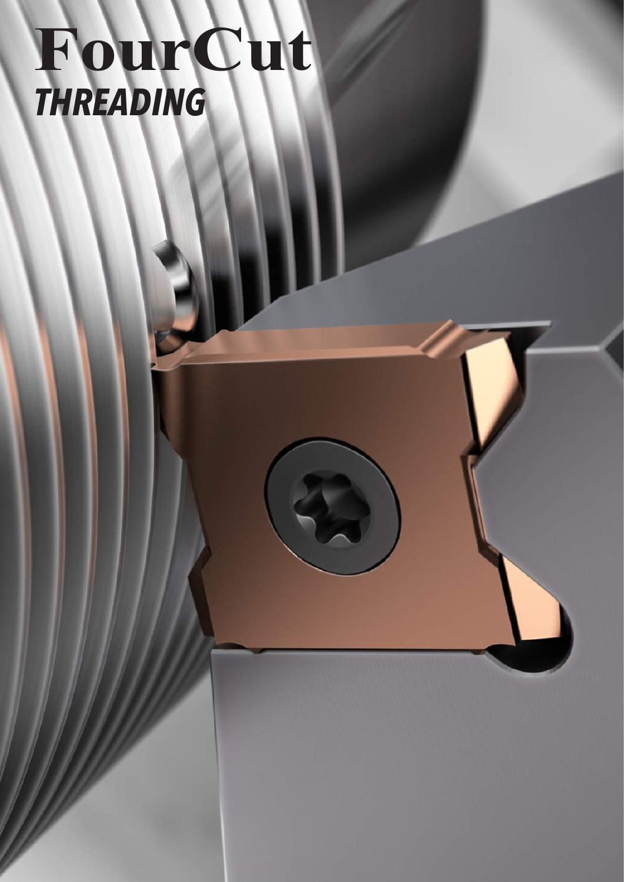# FourCut

***THREADING***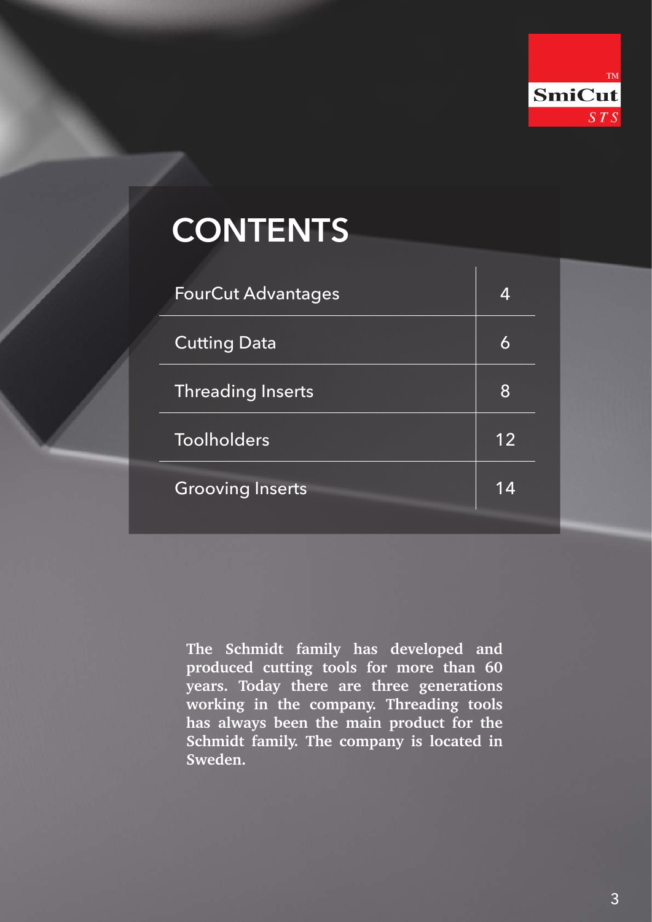SmiCut™ STS

# CONTENTS

| | |
|---|---|
| FourCut Advantages | 4 |
| Cutting Data | 6 |
| Threading Inserts | 8 |
| Toolholders | 12 |
| Grooving Inserts | 14 |

**The Schmidt family has developed and produced cutting tools for more than 60 years. Today there are three generations working in the company. Threading tools has always been the main product for the Schmidt family. The company is located in Sweden.**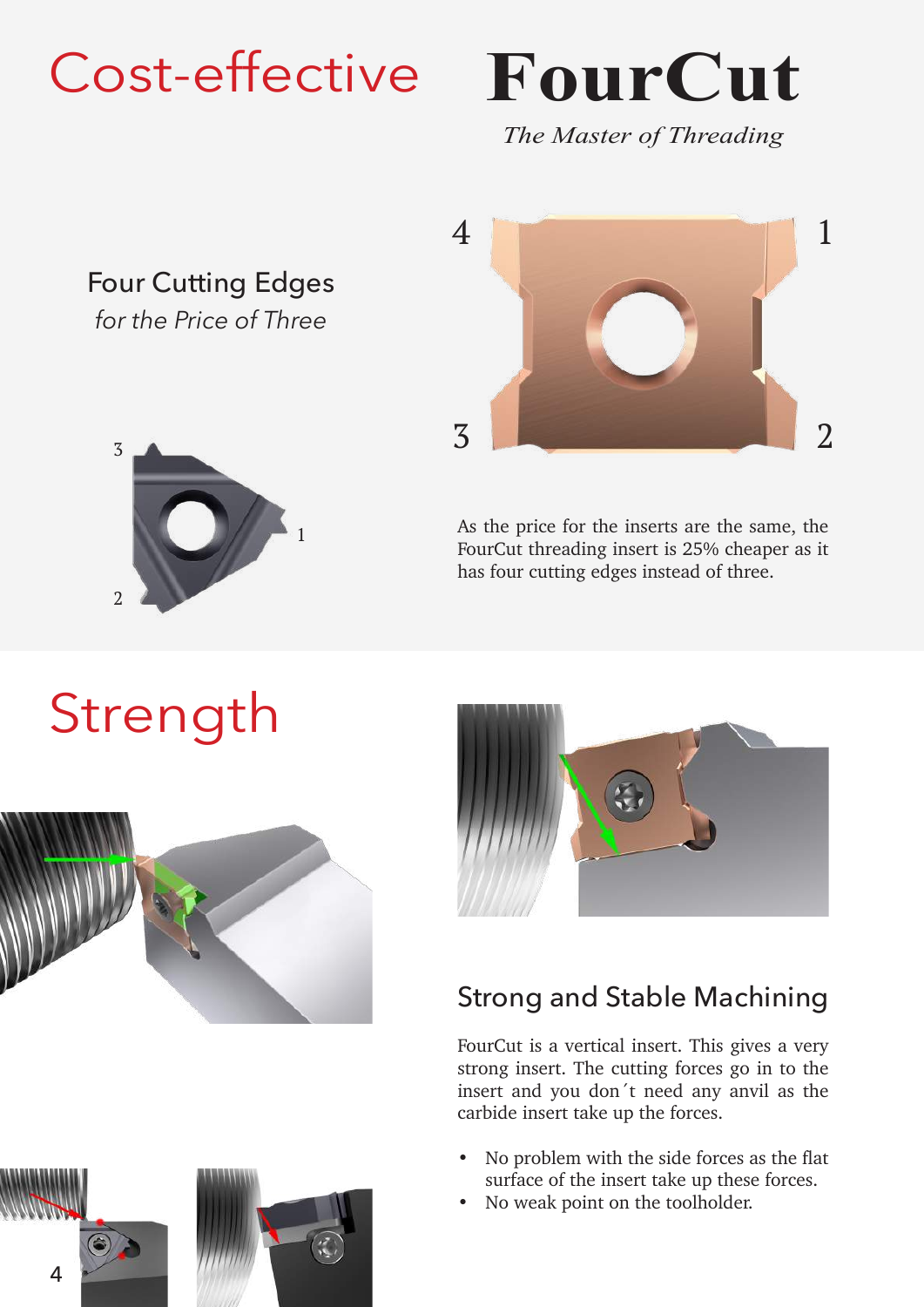# Cost-effective

# FourCut

*The Master of Threading*

## Four Cutting Edges

*for the Price of Three*

As the price for the inserts are the same, the FourCut threading insert is 25% cheaper as it has four cutting edges instead of three.

# Strength

## Strong and Stable Machining

FourCut is a vertical insert. This gives a very strong insert. The cutting forces go in to the insert and you don´t need any anvil as the carbide insert take up the forces.

- No problem with the side forces as the flat surface of the insert take up these forces.
- No weak point on the toolholder.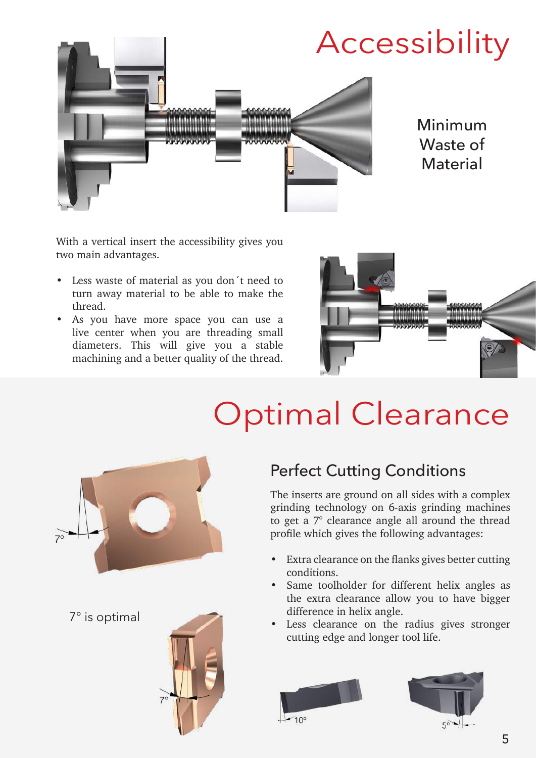# Accessibility

Minimum Waste of Material

With a vertical insert the accessibility gives you two main advantages.

- Less waste of material as you don´t need to turn away material to be able to make the thread.
- As you have more space you can use a live center when you are threading small diameters. This will give you a stable machining and a better quality of the thread.

# Optimal Clearance

7°

7° is optimal

7°

## Perfect Cutting Conditions

The inserts are ground on all sides with a complex grinding technology on 6-axis grinding machines to get a 7° clearance angle all around the thread profile which gives the following advantages:

- Extra clearance on the flanks gives better cutting conditions.
- Same toolholder for different helix angles as the extra clearance allow you to have bigger difference in helix angle.
- Less clearance on the radius gives stronger cutting edge and longer tool life.

10°

5°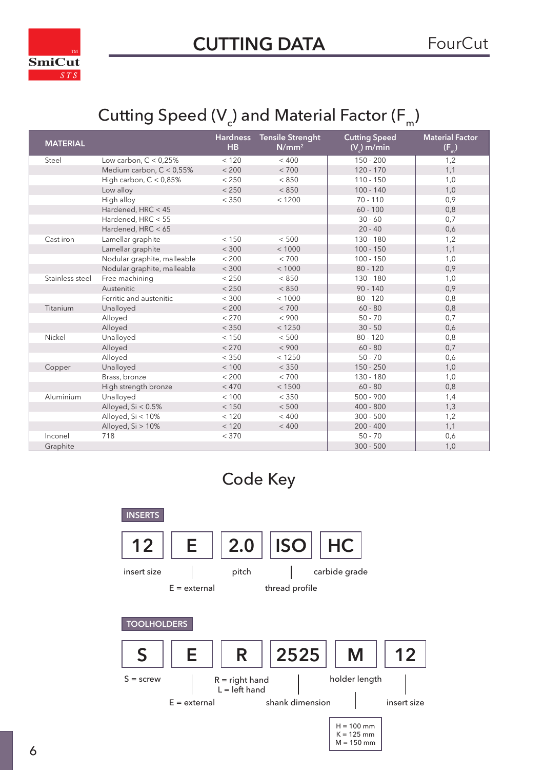# CUTTING DATA

FourCut

## Cutting Speed ($V_c$) and Material Factor ($F_m$)

| MATERIAL | | Hardness HB | Tensile Strenght N/mm² | Cutting Speed ($V_c$) m/min | Material Factor ($F_m$) |
|---|---|---|---|---|---|
| Steel | Low carbon, C < 0,25% | < 120 | < 400 | 150 - 200 | 1,2 |
| | Medium carbon, C < 0,55% | < 200 | < 700 | 120 - 170 | 1,1 |
| | High carbon, C < 0,85% | < 250 | < 850 | 110 - 150 | 1,0 |
| | Low alloy | < 250 | < 850 | 100 - 140 | 1,0 |
| | High alloy | < 350 | < 1200 | 70 - 110 | 0,9 |
| | Hardened, HRC < 45 | | | 60 - 100 | 0,8 |
| | Hardened, HRC < 55 | | | 30 - 60 | 0,7 |
| | Hardened, HRC < 65 | | | 20 - 40 | 0,6 |
| Cast iron | Lamellar graphite | < 150 | < 500 | 130 - 180 | 1,2 |
| | Lamellar graphite | < 300 | < 1000 | 100 - 150 | 1,1 |
| | Nodular graphite, malleable | < 200 | < 700 | 100 - 150 | 1,0 |
| | Nodular graphite, malleable | < 300 | < 1000 | 80 - 120 | 0,9 |
| Stainless steel | Free machining | < 250 | < 850 | 130 - 180 | 1,0 |
| | Austenitic | < 250 | < 850 | 90 - 140 | 0,9 |
| | Ferritic and austenitic | < 300 | < 1000 | 80 - 120 | 0,8 |
| Titanium | Unalloyed | < 200 | < 700 | 60 - 80 | 0,8 |
| | Alloyed | < 270 | < 900 | 50 - 70 | 0,7 |
| | Alloyed | < 350 | < 1250 | 30 - 50 | 0,6 |
| Nickel | Unalloyed | < 150 | < 500 | 80 - 120 | 0,8 |
| | Alloyed | < 270 | < 900 | 60 - 80 | 0,7 |
| | Alloyed | < 350 | < 1250 | 50 - 70 | 0,6 |
| Copper | Unalloyed | < 100 | < 350 | 150 - 250 | 1,0 |
| | Brass, bronze | < 200 | < 700 | 130 - 180 | 1,0 |
| | High strength bronze | < 470 | < 1500 | 60 - 80 | 0,8 |
| Aluminium | Unalloyed | < 100 | < 350 | 500 - 900 | 1,4 |
| | Alloyed, Si < 0.5% | < 150 | < 500 | 400 - 800 | 1,3 |
| | Alloyed, Si < 10% | < 120 | < 400 | 300 - 500 | 1,2 |
| | Alloyed, Si > 10% | < 120 | < 400 | 200 - 400 | 1,1 |
| Inconel | 718 | < 370 | | 50 - 70 | 0,6 |
| Graphite | | | | 300 - 500 | 1,0 |

## Code Key

### INSERTS

| 12 | E | 2.0 | ISO | HC |
|---|---|---|---|---|
| insert size | E = external | pitch | thread profile | carbide grade |

### TOOLHOLDERS

| S | E | R | 2525 | M | 12 |
|---|---|---|---|---|---|
| S = screw | E = external | R = right hand<br>L = left hand | shank dimension | holder length | insert size |

Holder length:
- H = 100 mm
- K = 125 mm
- M = 150 mm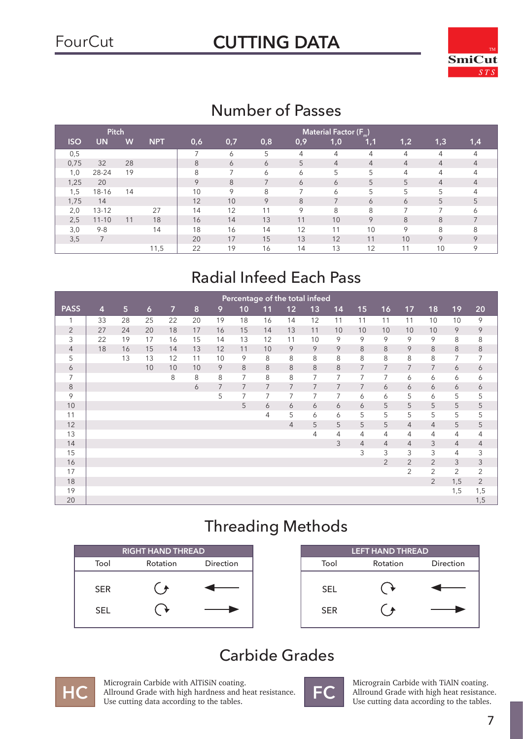FourCut

# CUTTING DATA

## Number of Passes

| Pitch | | | | Material Factor ($F_m$) | | | | | | | | |
|---|---|---|---|---|---|---|---|---|---|---|---|---|
| ISO | UN | W | NPT | 0,6 | 0,7 | 0,8 | 0,9 | 1,0 | 1,1 | 1,2 | 1,3 | 1,4 |
| 0,5 | | | | 7 | 6 | 5 | 4 | 4 | 4 | 4 | 4 | 4 |
| 0,75 | 32 | 28 | | 8 | 6 | 6 | 5 | 4 | 4 | 4 | 4 | 4 |
| 1,0 | 28-24 | 19 | | 8 | 7 | 6 | 6 | 5 | 5 | 4 | 4 | 4 |
| 1,25 | 20 | | | 9 | 8 | 7 | 6 | 6 | 5 | 5 | 4 | 4 |
| 1,5 | 18-16 | 14 | | 10 | 9 | 8 | 7 | 6 | 5 | 5 | 5 | 4 |
| 1,75 | 14 | | | 12 | 10 | 9 | 8 | 7 | 6 | 6 | 5 | 5 |
| 2,0 | 13-12 | | 27 | 14 | 12 | 11 | 9 | 8 | 8 | 7 | 7 | 6 |
| 2,5 | 11-10 | 11 | 18 | 16 | 14 | 13 | 11 | 10 | 9 | 8 | 8 | 7 |
| 3,0 | 9-8 | | 14 | 18 | 16 | 14 | 12 | 11 | 10 | 9 | 8 | 8 |
| 3,5 | 7 | | | 20 | 17 | 15 | 13 | 12 | 11 | 10 | 9 | 9 |
| | | | 11,5 | 22 | 19 | 16 | 14 | 13 | 12 | 11 | 10 | 9 |

## Radial Infeed Each Pass

| | Percentage of the total infeed | | | | | | | | | | | | | | | | |
|---|---|---|---|---|---|---|---|---|---|---|---|---|---|---|---|---|---|
| PASS | 4 | 5 | 6 | 7 | 8 | 9 | 10 | 11 | 12 | 13 | 14 | 15 | 16 | 17 | 18 | 19 | 20 |
| 1 | 33 | 28 | 25 | 22 | 20 | 19 | 18 | 16 | 14 | 12 | 11 | 11 | 11 | 11 | 10 | 10 | 9 |
| 2 | 27 | 24 | 20 | 18 | 17 | 16 | 15 | 14 | 13 | 11 | 10 | 10 | 10 | 10 | 10 | 9 | 9 |
| 3 | 22 | 19 | 17 | 16 | 15 | 14 | 13 | 12 | 11 | 10 | 9 | 9 | 9 | 9 | 9 | 8 | 8 |
| 4 | 18 | 16 | 15 | 14 | 13 | 12 | 11 | 10 | 9 | 9 | 9 | 8 | 8 | 9 | 8 | 8 | 8 |
| 5 | | 13 | 13 | 12 | 11 | 10 | 9 | 8 | 8 | 8 | 8 | 8 | 8 | 8 | 8 | 7 | 7 |
| 6 | | | 10 | 10 | 10 | 9 | 8 | 8 | 8 | 8 | 8 | 7 | 7 | 7 | 7 | 6 | 6 |
| 7 | | | | 8 | 8 | 8 | 7 | 8 | 8 | 7 | 7 | 7 | 7 | 6 | 6 | 6 | 6 |
| 8 | | | | | 6 | 7 | 7 | 7 | 7 | 7 | 7 | 7 | 6 | 6 | 6 | 6 | 6 |
| 9 | | | | | | 5 | 7 | 7 | 7 | 7 | 7 | 6 | 6 | 5 | 6 | 5 | 5 |
| 10 | | | | | | | 5 | 6 | 6 | 6 | 6 | 6 | 5 | 5 | 5 | 5 | 5 |
| 11 | | | | | | | | 4 | 5 | 6 | 6 | 5 | 5 | 5 | 5 | 5 | 5 |
| 12 | | | | | | | | | 4 | 5 | 5 | 5 | 5 | 4 | 4 | 5 | 5 |
| 13 | | | | | | | | | | 4 | 4 | 4 | 4 | 4 | 4 | 4 | 4 |
| 14 | | | | | | | | | | | 3 | 4 | 4 | 4 | 3 | 4 | 4 |
| 15 | | | | | | | | | | | | 3 | 3 | 3 | 3 | 4 | 3 |
| 16 | | | | | | | | | | | | | 2 | 2 | 2 | 3 | 3 |
| 17 | | | | | | | | | | | | | | 2 | 2 | 2 | 2 |
| 18 | | | | | | | | | | | | | | | 2 | 1,5 | 2 |
| 19 | | | | | | | | | | | | | | | | 1,5 | 1,5 |
| 20 | | | | | | | | | | | | | | | | | 1,5 |

## Threading Methods

| RIGHT HAND THREAD | | |
|---|---|---|
| Tool | Rotation | Direction |
| SER | ↻ (counter-clockwise) | ← |
| SEL | ↻ (clockwise) | → |

| LEFT HAND THREAD | | |
|---|---|---|
| Tool | Rotation | Direction |
| SEL | ↻ (clockwise) | ← |
| SER | ↻ (counter-clockwise) | → |

## Carbide Grades

**HC** — Micrograin Carbide with AlTiSiN coating.
Allround Grade with high hardness and heat resistance.
Use cutting data according to the tables.

**FC** — Micrograin Carbide with TiAlN coating.
Allround Grade with high heat resistance.
Use cutting data according to the tables.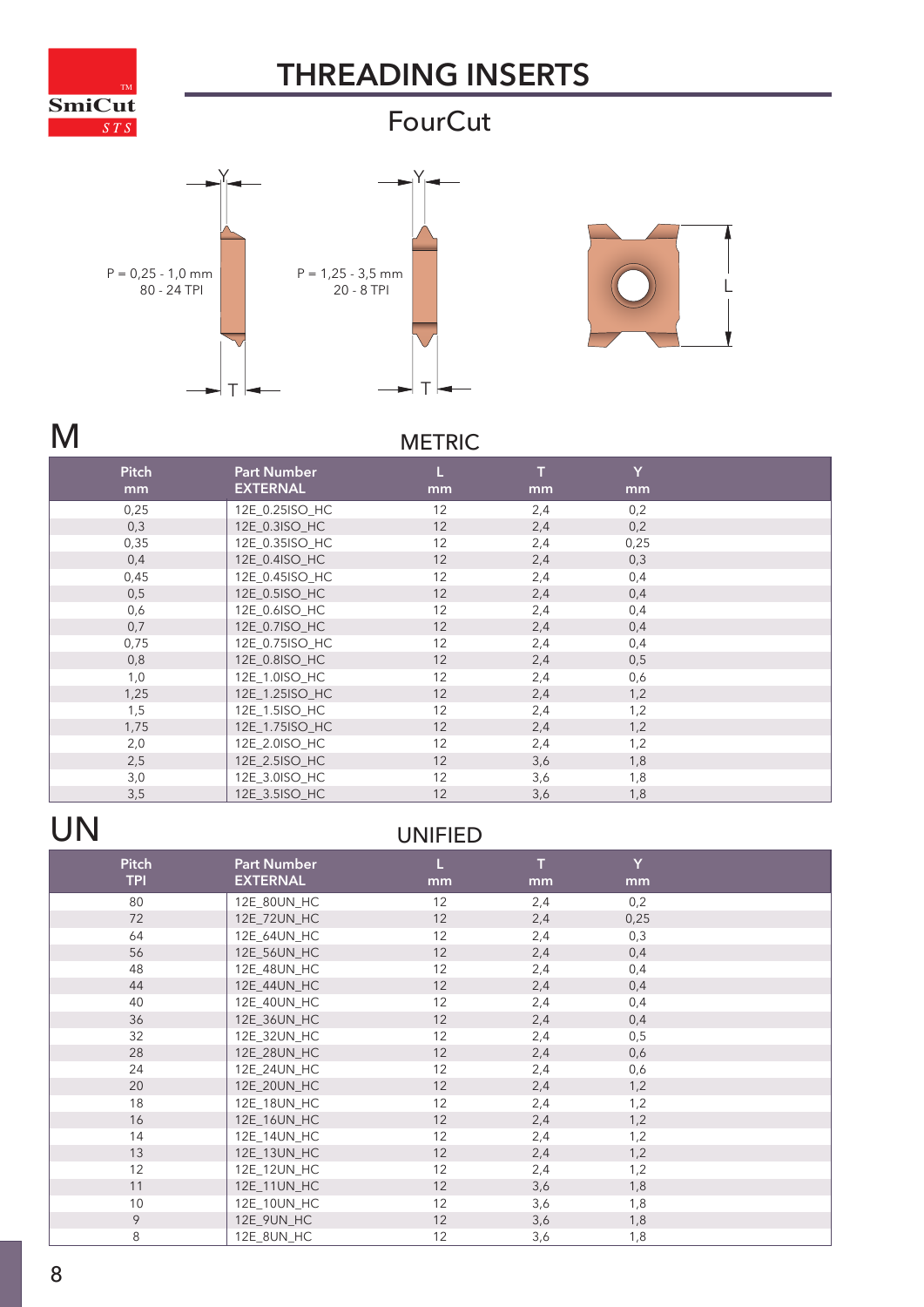# THREADING INSERTS

## FourCut

P = 0,25 - 1,0 mm
80 - 24 TPI

P = 1,25 - 3,5 mm
20 - 8 TPI

# M

## METRIC

| Pitch mm | Part Number EXTERNAL | L mm | T mm | Y mm |
|---|---|---|---|---|
| 0,25 | 12E_0.25ISO_HC | 12 | 2,4 | 0,2 |
| 0,3 | 12E_0.3ISO_HC | 12 | 2,4 | 0,2 |
| 0,35 | 12E_0.35ISO_HC | 12 | 2,4 | 0,25 |
| 0,4 | 12E_0.4ISO_HC | 12 | 2,4 | 0,3 |
| 0,45 | 12E_0.45ISO_HC | 12 | 2,4 | 0,4 |
| 0,5 | 12E_0.5ISO_HC | 12 | 2,4 | 0,4 |
| 0,6 | 12E_0.6ISO_HC | 12 | 2,4 | 0,4 |
| 0,7 | 12E_0.7ISO_HC | 12 | 2,4 | 0,4 |
| 0,75 | 12E_0.75ISO_HC | 12 | 2,4 | 0,4 |
| 0,8 | 12E_0.8ISO_HC | 12 | 2,4 | 0,5 |
| 1,0 | 12E_1.0ISO_HC | 12 | 2,4 | 0,6 |
| 1,25 | 12E_1.25ISO_HC | 12 | 2,4 | 1,2 |
| 1,5 | 12E_1.5ISO_HC | 12 | 2,4 | 1,2 |
| 1,75 | 12E_1.75ISO_HC | 12 | 2,4 | 1,2 |
| 2,0 | 12E_2.0ISO_HC | 12 | 2,4 | 1,2 |
| 2,5 | 12E_2.5ISO_HC | 12 | 3,6 | 1,8 |
| 3,0 | 12E_3.0ISO_HC | 12 | 3,6 | 1,8 |
| 3,5 | 12E_3.5ISO_HC | 12 | 3,6 | 1,8 |

# UN

## UNIFIED

| Pitch TPI | Part Number EXTERNAL | L mm | T mm | Y mm |
|---|---|---|---|---|
| 80 | 12E_80UN_HC | 12 | 2,4 | 0,2 |
| 72 | 12E_72UN_HC | 12 | 2,4 | 0,25 |
| 64 | 12E_64UN_HC | 12 | 2,4 | 0,3 |
| 56 | 12E_56UN_HC | 12 | 2,4 | 0,4 |
| 48 | 12E_48UN_HC | 12 | 2,4 | 0,4 |
| 44 | 12E_44UN_HC | 12 | 2,4 | 0,4 |
| 40 | 12E_40UN_HC | 12 | 2,4 | 0,4 |
| 36 | 12E_36UN_HC | 12 | 2,4 | 0,4 |
| 32 | 12E_32UN_HC | 12 | 2,4 | 0,5 |
| 28 | 12E_28UN_HC | 12 | 2,4 | 0,6 |
| 24 | 12E_24UN_HC | 12 | 2,4 | 0,6 |
| 20 | 12E_20UN_HC | 12 | 2,4 | 1,2 |
| 18 | 12E_18UN_HC | 12 | 2,4 | 1,2 |
| 16 | 12E_16UN_HC | 12 | 2,4 | 1,2 |
| 14 | 12E_14UN_HC | 12 | 2,4 | 1,2 |
| 13 | 12E_13UN_HC | 12 | 2,4 | 1,2 |
| 12 | 12E_12UN_HC | 12 | 2,4 | 1,2 |
| 11 | 12E_11UN_HC | 12 | 3,6 | 1,8 |
| 10 | 12E_10UN_HC | 12 | 3,6 | 1,8 |
| 9 | 12E_9UN_HC | 12 | 3,6 | 1,8 |
| 8 | 12E_8UN_HC | 12 | 3,6 | 1,8 |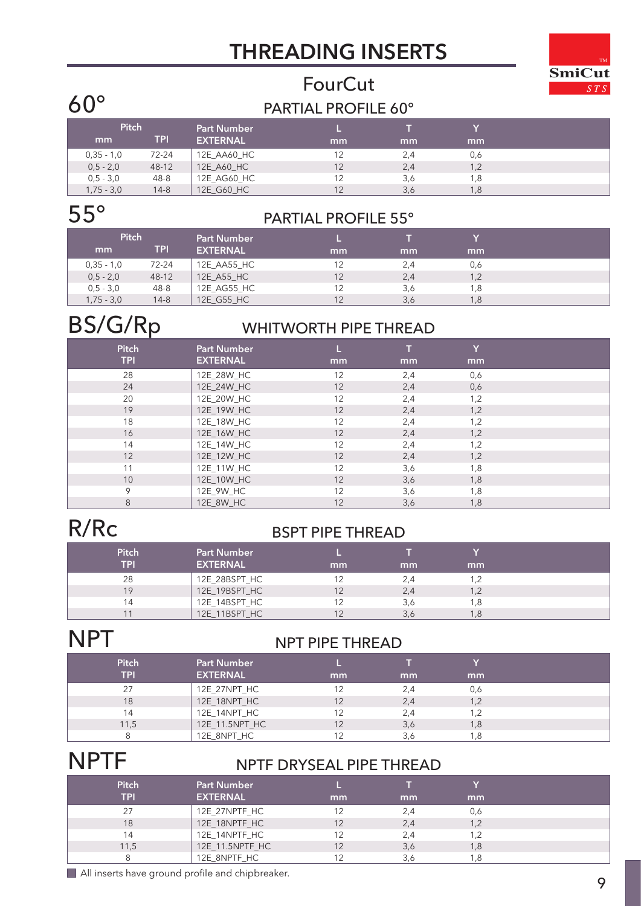# THREADING INSERTS

## FourCut

## 60° — PARTIAL PROFILE 60°

| Pitch mm | Pitch TPI | Part Number EXTERNAL | L mm | T mm | Y mm |
|---|---|---|---|---|---|
| 0,35 - 1,0 | 72-24 | 12E_AA60_HC | 12 | 2,4 | 0,6 |
| 0,5 - 2,0 | 48-12 | 12E_A60_HC | 12 | 2,4 | 1,2 |
| 0,5 - 3,0 | 48-8 | 12E_AG60_HC | 12 | 3,6 | 1,8 |
| 1,75 - 3,0 | 14-8 | 12E_G60_HC | 12 | 3,6 | 1,8 |

## 55° — PARTIAL PROFILE 55°

| Pitch mm | Pitch TPI | Part Number EXTERNAL | L mm | T mm | Y mm |
|---|---|---|---|---|---|
| 0,35 - 1,0 | 72-24 | 12E_AA55_HC | 12 | 2,4 | 0,6 |
| 0,5 - 2,0 | 48-12 | 12E_A55_HC | 12 | 2,4 | 1,2 |
| 0,5 - 3,0 | 48-8 | 12E_AG55_HC | 12 | 3,6 | 1,8 |
| 1,75 - 3,0 | 14-8 | 12E_G55_HC | 12 | 3,6 | 1,8 |

## BS/G/Rp — WHITWORTH PIPE THREAD

| Pitch TPI | Part Number EXTERNAL | L mm | T mm | Y mm |
|---|---|---|---|---|
| 28 | 12E_28W_HC | 12 | 2,4 | 0,6 |
| 24 | 12E_24W_HC | 12 | 2,4 | 0,6 |
| 20 | 12E_20W_HC | 12 | 2,4 | 1,2 |
| 19 | 12E_19W_HC | 12 | 2,4 | 1,2 |
| 18 | 12E_18W_HC | 12 | 2,4 | 1,2 |
| 16 | 12E_16W_HC | 12 | 2,4 | 1,2 |
| 14 | 12E_14W_HC | 12 | 2,4 | 1,2 |
| 12 | 12E_12W_HC | 12 | 2,4 | 1,2 |
| 11 | 12E_11W_HC | 12 | 3,6 | 1,8 |
| 10 | 12E_10W_HC | 12 | 3,6 | 1,8 |
| 9 | 12E_9W_HC | 12 | 3,6 | 1,8 |
| 8 | 12E_8W_HC | 12 | 3,6 | 1,8 |

## R/Rc — BSPT PIPE THREAD

| Pitch TPI | Part Number EXTERNAL | L mm | T mm | Y mm |
|---|---|---|---|---|
| 28 | 12E_28BSPT_HC | 12 | 2,4 | 1,2 |
| 19 | 12E_19BSPT_HC | 12 | 2,4 | 1,2 |
| 14 | 12E_14BSPT_HC | 12 | 3,6 | 1,8 |
| 11 | 12E_11BSPT_HC | 12 | 3,6 | 1,8 |

## NPT — NPT PIPE THREAD

| Pitch TPI | Part Number EXTERNAL | L mm | T mm | Y mm |
|---|---|---|---|---|
| 27 | 12E_27NPT_HC | 12 | 2,4 | 0,6 |
| 18 | 12E_18NPT_HC | 12 | 2,4 | 1,2 |
| 14 | 12E_14NPT_HC | 12 | 2,4 | 1,2 |
| 11,5 | 12E_11.5NPT_HC | 12 | 3,6 | 1,8 |
| 8 | 12E_8NPT_HC | 12 | 3,6 | 1,8 |

## NPTF — NPTF DRYSEAL PIPE THREAD

| Pitch TPI | Part Number EXTERNAL | L mm | T mm | Y mm |
|---|---|---|---|---|
| 27 | 12E_27NPTF_HC | 12 | 2,4 | 0,6 |
| 18 | 12E_18NPTF_HC | 12 | 2,4 | 1,2 |
| 14 | 12E_14NPTF_HC | 12 | 2,4 | 1,2 |
| 11,5 | 12E_11.5NPTF_HC | 12 | 3,6 | 1,8 |
| 8 | 12E_8NPTF_HC | 12 | 3,6 | 1,8 |

All inserts have ground profile and chipbreaker.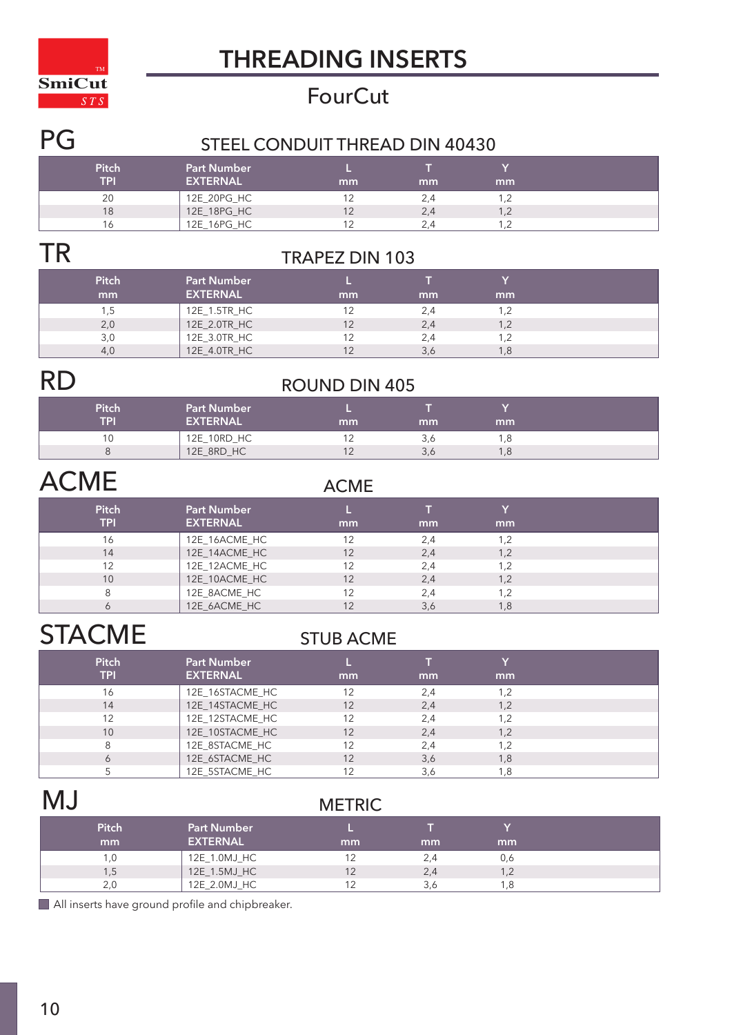SmiCut STS

# THREADING INSERTS

## FourCut

## PG

### STEEL CONDUIT THREAD DIN 40430

| Pitch TPI | Part Number EXTERNAL | L mm | T mm | Y mm |
|---|---|---|---|---|
| 20 | 12E_20PG_HC | 12 | 2,4 | 1,2 |
| 18 | 12E_18PG_HC | 12 | 2,4 | 1,2 |
| 16 | 12E_16PG_HC | 12 | 2,4 | 1,2 |

## TR

### TRAPEZ DIN 103

| Pitch mm | Part Number EXTERNAL | L mm | T mm | Y mm |
|---|---|---|---|---|
| 1,5 | 12E_1.5TR_HC | 12 | 2,4 | 1,2 |
| 2,0 | 12E_2.0TR_HC | 12 | 2,4 | 1,2 |
| 3,0 | 12E_3.0TR_HC | 12 | 2,4 | 1,2 |
| 4,0 | 12E_4.0TR_HC | 12 | 3,6 | 1,8 |

## RD

### ROUND DIN 405

| Pitch TPI | Part Number EXTERNAL | L mm | T mm | Y mm |
|---|---|---|---|---|
| 10 | 12E_10RD_HC | 12 | 3,6 | 1,8 |
| 8 | 12E_8RD_HC | 12 | 3,6 | 1,8 |

## ACME

### ACME

| Pitch TPI | Part Number EXTERNAL | L mm | T mm | Y mm |
|---|---|---|---|---|
| 16 | 12E_16ACME_HC | 12 | 2,4 | 1,2 |
| 14 | 12E_14ACME_HC | 12 | 2,4 | 1,2 |
| 12 | 12E_12ACME_HC | 12 | 2,4 | 1,2 |
| 10 | 12E_10ACME_HC | 12 | 2,4 | 1,2 |
| 8 | 12E_8ACME_HC | 12 | 2,4 | 1,2 |
| 6 | 12E_6ACME_HC | 12 | 3,6 | 1,8 |

## STACME

### STUB ACME

| Pitch TPI | Part Number EXTERNAL | L mm | T mm | Y mm |
|---|---|---|---|---|
| 16 | 12E_16STACME_HC | 12 | 2,4 | 1,2 |
| 14 | 12E_14STACME_HC | 12 | 2,4 | 1,2 |
| 12 | 12E_12STACME_HC | 12 | 2,4 | 1,2 |
| 10 | 12E_10STACME_HC | 12 | 2,4 | 1,2 |
| 8 | 12E_8STACME_HC | 12 | 2,4 | 1,2 |
| 6 | 12E_6STACME_HC | 12 | 3,6 | 1,8 |
| 5 | 12E_5STACME_HC | 12 | 3,6 | 1,8 |

## MJ

### METRIC

| Pitch mm | Part Number EXTERNAL | L mm | T mm | Y mm |
|---|---|---|---|---|
| 1,0 | 12E_1.0MJ_HC | 12 | 2,4 | 0,6 |
| 1,5 | 12E_1.5MJ_HC | 12 | 2,4 | 1,2 |
| 2,0 | 12E_2.0MJ_HC | 12 | 3,6 | 1,8 |

All inserts have ground profile and chipbreaker.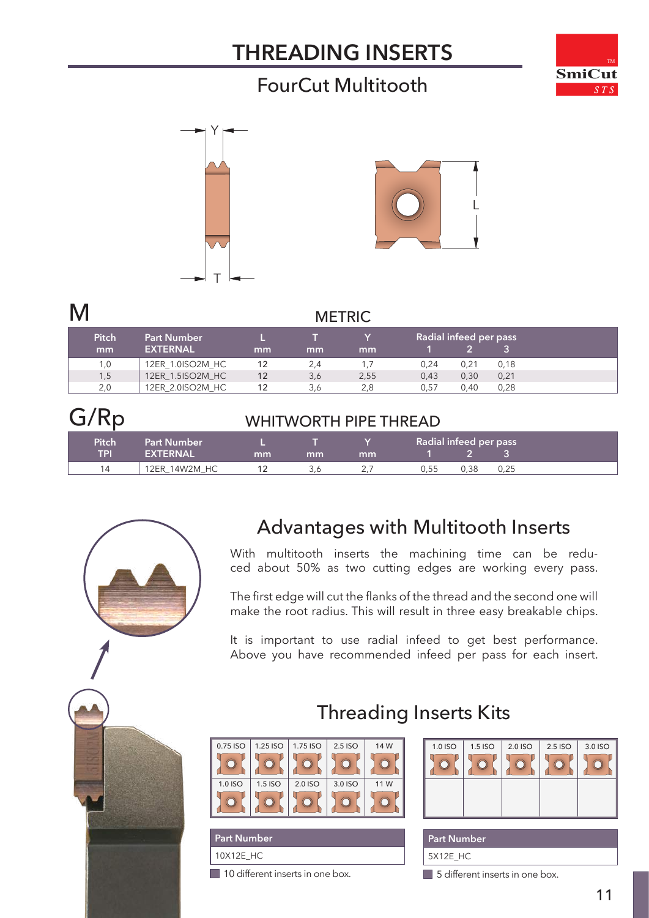# THREADING INSERTS

## FourCut Multitooth

## M

### METRIC

| Pitch mm | Part Number EXTERNAL | L mm | T mm | Y mm | Radial infeed per pass 1 | 2 | 3 |
|---|---|---|---|---|---|---|---|
| 1,0 | 12ER_1.0ISO2M_HC | 12 | 2,4 | 1,7 | 0,24 | 0,21 | 0,18 |
| 1,5 | 12ER_1.5ISO2M_HC | 12 | 3,6 | 2,55 | 0,43 | 0,30 | 0,21 |
| 2,0 | 12ER_2.0ISO2M_HC | 12 | 3,6 | 2,8 | 0,57 | 0,40 | 0,28 |

## G/Rp

### WHITWORTH PIPE THREAD

| Pitch TPI | Part Number EXTERNAL | L mm | T mm | Y mm | Radial infeed per pass 1 | 2 | 3 |
|---|---|---|---|---|---|---|---|
| 14 | 12ER_14W2M_HC | 12 | 3,6 | 2,7 | 0,55 | 0,38 | 0,25 |

## Advantages with Multitooth Inserts

With multitooth inserts the machining time can be reduced about 50% as two cutting edges are working every pass.

The first edge will cut the flanks of the thread and the second one will make the root radius. This will result in three easy breakable chips.

It is important to use radial infeed to get best performance. Above you have recommended infeed per pass for each insert.

## Threading Inserts Kits

| 0.75 ISO | 1.25 ISO | 1.75 ISO | 2.5 ISO | 14 W |
|---|---|---|---|---|
| 1.0 ISO | 1.5 ISO | 2.0 ISO | 3.0 ISO | 11 W |

| Part Number |
|---|
| 10X12E_HC |

10 different inserts in one box.

| 1.0 ISO | 1.5 ISO | 2.0 ISO | 2.5 ISO | 3.0 ISO |
|---|---|---|---|---|

| Part Number |
|---|
| 5X12E_HC |

5 different inserts in one box.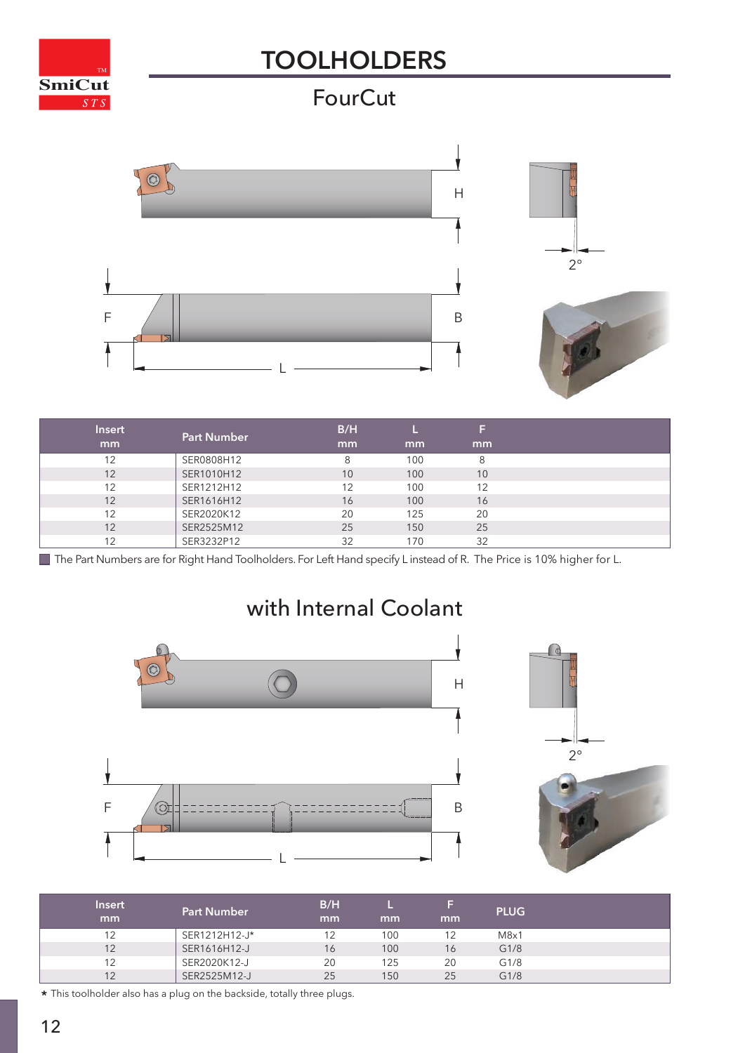# TOOLHOLDERS

## FourCut

| Insert mm | Part Number | B/H mm | L mm | F mm |
|---|---|---|---|---|
| 12 | SER0808H12 | 8 | 100 | 8 |
| 12 | SER1010H12 | 10 | 100 | 10 |
| 12 | SER1212H12 | 12 | 100 | 12 |
| 12 | SER1616H12 | 16 | 100 | 16 |
| 12 | SER2020K12 | 20 | 125 | 20 |
| 12 | SER2525M12 | 25 | 150 | 25 |
| 12 | SER3232P12 | 32 | 170 | 32 |

The Part Numbers are for Right Hand Toolholders. For Left Hand specify L instead of R. The Price is 10% higher for L.

## with Internal Coolant

| Insert mm | Part Number | B/H mm | L mm | F mm | PLUG |
|---|---|---|---|---|---|
| 12 | SER1212H12-J* | 12 | 100 | 12 | M8x1 |
| 12 | SER1616H12-J | 16 | 100 | 16 | G1/8 |
| 12 | SER2020K12-J | 20 | 125 | 20 | G1/8 |
| 12 | SER2525M12-J | 25 | 150 | 25 | G1/8 |

* This toolholder also has a plug on the backside, totally three plugs.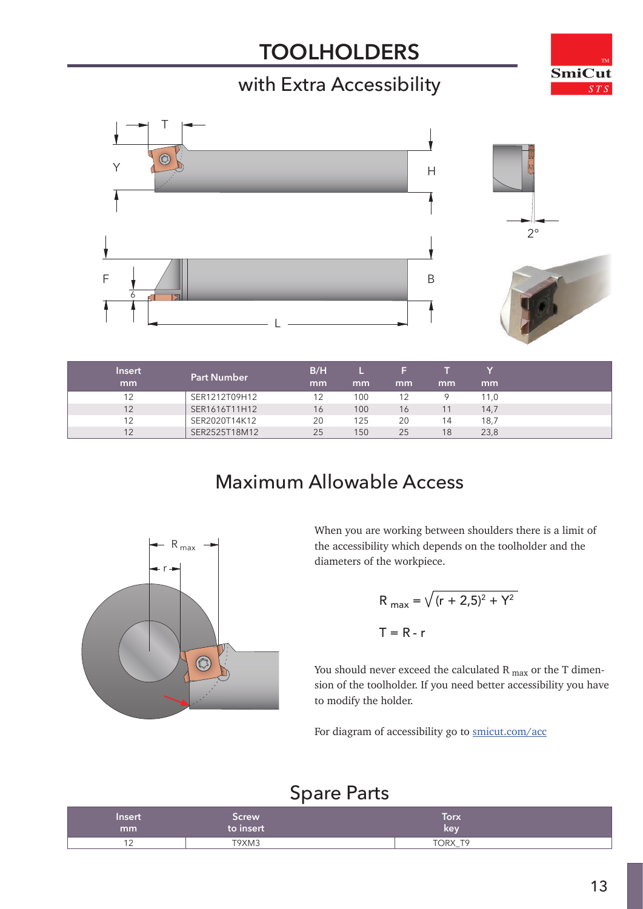# TOOLHOLDERS

## with Extra Accessibility

| Insert mm | Part Number | B/H mm | L mm | F mm | T mm | Y mm |
|---|---|---|---|---|---|---|
| 12 | SER1212T09H12 | 12 | 100 | 12 | 9 | 11,0 |
| 12 | SER1616T11H12 | 16 | 100 | 16 | 11 | 14,7 |
| 12 | SER2020T14K12 | 20 | 125 | 20 | 14 | 18,7 |
| 12 | SER2525T18M12 | 25 | 150 | 25 | 18 | 23,8 |

## Maximum Allowable Access

When you are working between shoulders there is a limit of the accessibility which depends on the toolholder and the diameters of the workpiece.

$$R_{max} = \sqrt{(r + 2{,}5)^2 + Y^2}$$

$$T = R - r$$

You should never exceed the calculated $R_{max}$ or the T dimension of the toolholder. If you need better accessibility you have to modify the holder.

For diagram of accessibility go to smicut.com/acc

## Spare Parts

| Insert mm | Screw to insert | Torx key |
|---|---|---|
| 12 | T9XM3 | TORX_T9 |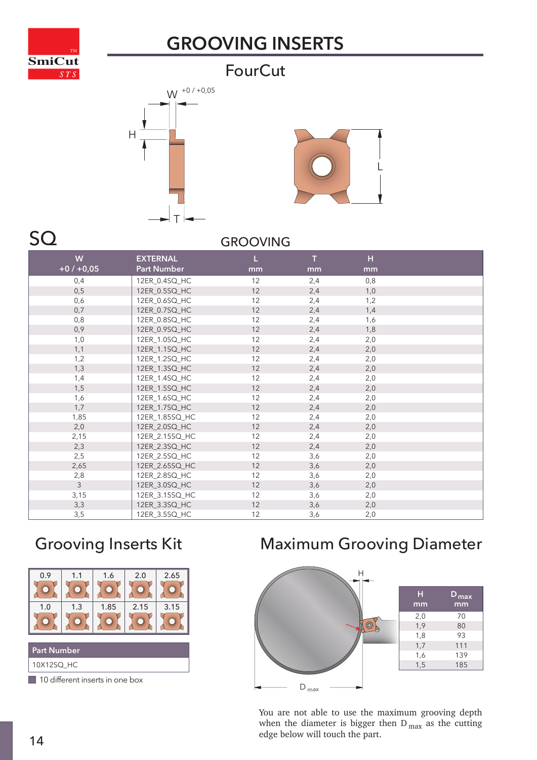# GROOVING INSERTS

## FourCut

W +0 / +0,05

H

T

L

## SQ

### GROOVING

| W<br>+0 / +0,05 | EXTERNAL<br>Part Number | L<br>mm | T<br>mm | H<br>mm |
|---|---|---|---|---|
| 0,4 | 12ER_0.4SQ_HC | 12 | 2,4 | 0,8 |
| 0,5 | 12ER_0.5SQ_HC | 12 | 2,4 | 1,0 |
| 0,6 | 12ER_0.6SQ_HC | 12 | 2,4 | 1,2 |
| 0,7 | 12ER_0.7SQ_HC | 12 | 2,4 | 1,4 |
| 0,8 | 12ER_0.8SQ_HC | 12 | 2,4 | 1,6 |
| 0,9 | 12ER_0.9SQ_HC | 12 | 2,4 | 1,8 |
| 1,0 | 12ER_1.0SQ_HC | 12 | 2,4 | 2,0 |
| 1,1 | 12ER_1.1SQ_HC | 12 | 2,4 | 2,0 |
| 1,2 | 12ER_1.2SQ_HC | 12 | 2,4 | 2,0 |
| 1,3 | 12ER_1.3SQ_HC | 12 | 2,4 | 2,0 |
| 1,4 | 12ER_1.4SQ_HC | 12 | 2,4 | 2,0 |
| 1,5 | 12ER_1.5SQ_HC | 12 | 2,4 | 2,0 |
| 1,6 | 12ER_1.6SQ_HC | 12 | 2,4 | 2,0 |
| 1,7 | 12ER_1.7SQ_HC | 12 | 2,4 | 2,0 |
| 1,85 | 12ER_1.85SQ_HC | 12 | 2,4 | 2,0 |
| 2,0 | 12ER_2.0SQ_HC | 12 | 2,4 | 2,0 |
| 2,15 | 12ER_2.15SQ_HC | 12 | 2,4 | 2,0 |
| 2,3 | 12ER_2.3SQ_HC | 12 | 2,4 | 2,0 |
| 2,5 | 12ER_2.5SQ_HC | 12 | 3,6 | 2,0 |
| 2,65 | 12ER_2.65SQ_HC | 12 | 3,6 | 2,0 |
| 2,8 | 12ER_2.8SQ_HC | 12 | 3,6 | 2,0 |
| 3 | 12ER_3.0SQ_HC | 12 | 3,6 | 2,0 |
| 3,15 | 12ER_3.15SQ_HC | 12 | 3,6 | 2,0 |
| 3,3 | 12ER_3.3SQ_HC | 12 | 3,6 | 2,0 |
| 3,5 | 12ER_3.5SQ_HC | 12 | 3,6 | 2,0 |

## Grooving Inserts Kit

| 0.9 | 1.1 | 1.6 | 2.0 | 2.65 |
|---|---|---|---|---|
| 1.0 | 1.3 | 1.85 | 2.15 | 3.15 |

| Part Number |
|---|
| 10X12SQ_HC |

10 different inserts in one box

## Maximum Grooving Diameter

| H<br>mm | $D_{max}$<br>mm |
|---|---|
| 2,0 | 70 |
| 1,9 | 80 |
| 1,8 | 93 |
| 1,7 | 111 |
| 1,6 | 139 |
| 1,5 | 185 |

You are not able to use the maximum grooving depth when the diameter is bigger then $D_{max}$ as the cutting edge below will touch the part.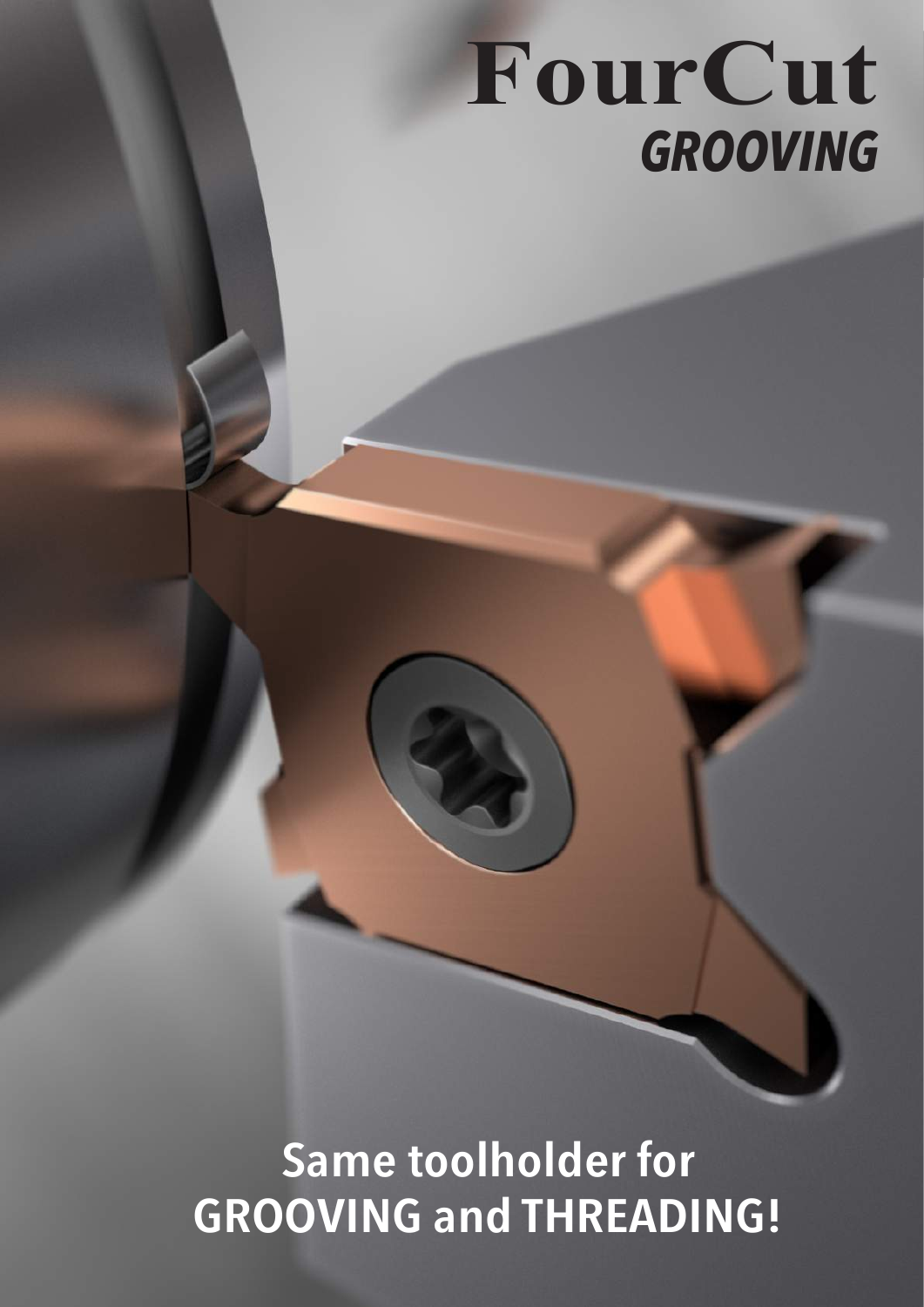# FourCut
## *GROOVING*

**Same toolholder for GROOVING and THREADING!**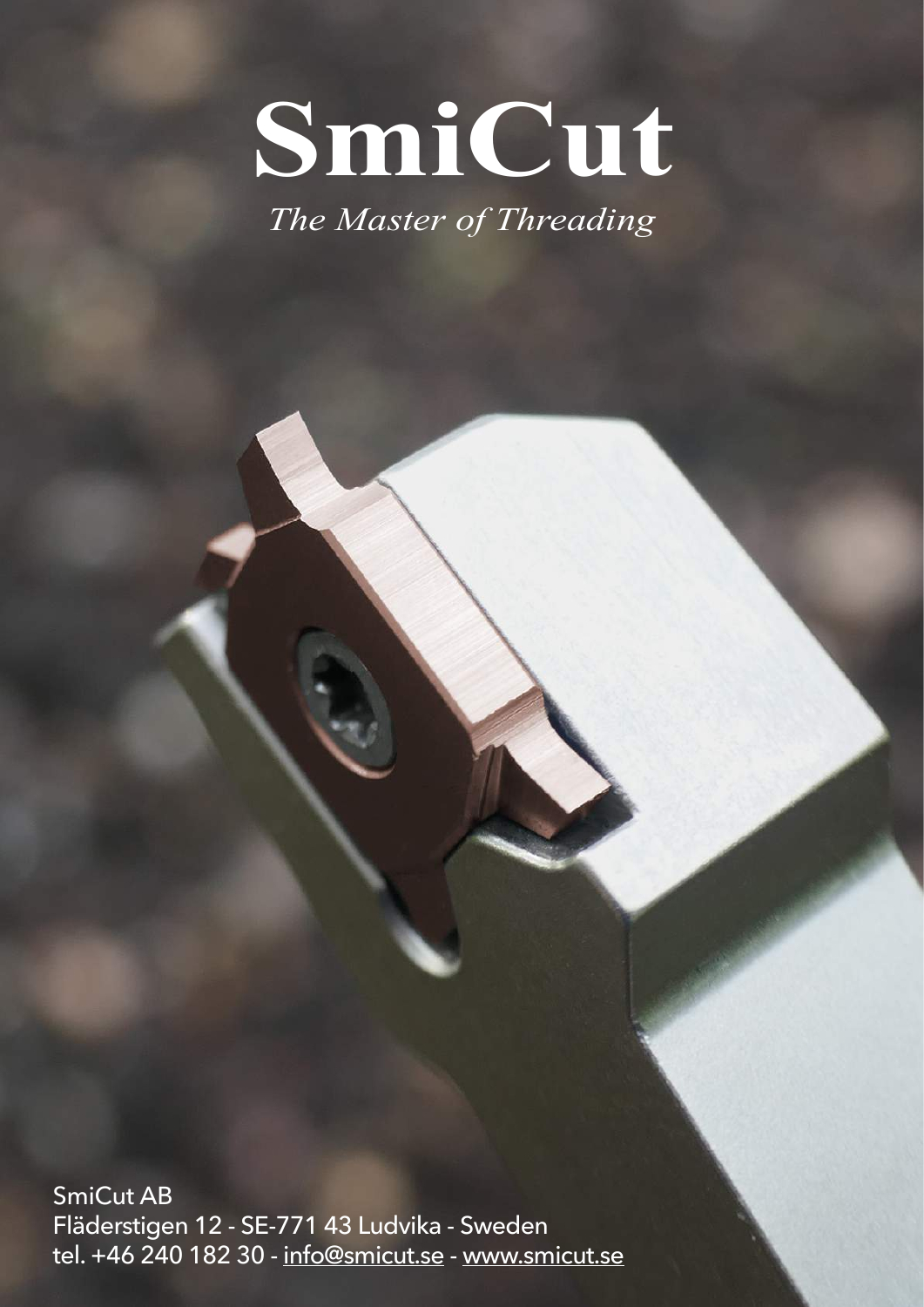# SmiCut

*The Master of Threading*

SmiCut AB
Fläderstigen 12 - SE-771 43 Ludvika - Sweden
tel. +46 240 182 30 - info@smicut.se - www.smicut.se